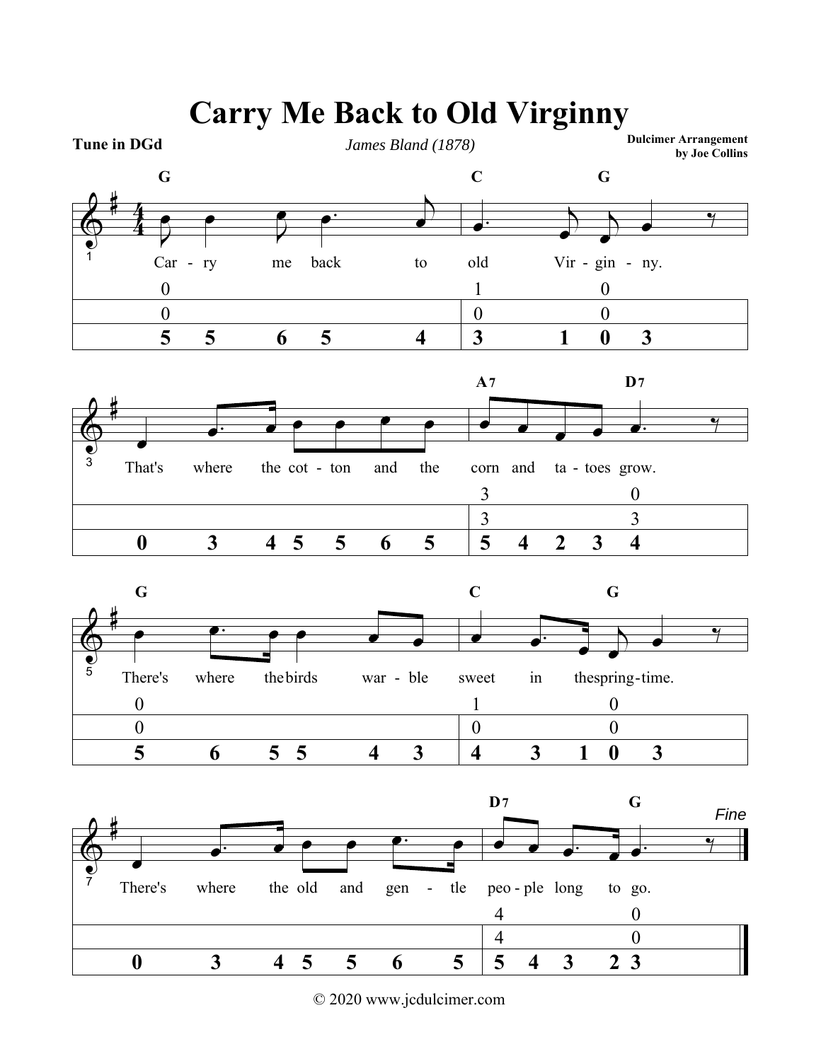# Carry Me Back to Old Virginny

**Tune in DGd**

*James Bland (1878)*

**Dulcimer Arrangement by Joe Collins**

G — C — G

Car - ry me back to old Vir - gin - ny.

| 0 | | 1 | 0 |
|---|---|---|---|
| 0 | | 0 | 0 |
| 5 5 6 5 4 | | 3 1 0 3 | |

That's where the cot - ton and the corn and ta - toes grow.

A7 — D7

| | 3 | 0 |
|---|---|---|
| | 3 | 3 |
| 0 3 4 5 5 6 5 | 5 4 2 3 | 4 |

G — C — G

There's where the birds war - ble sweet in the spring - time.

| 0 | 1 | 0 |
|---|---|---|
| 0 | 0 | 0 |
| 5 6 5 5 4 3 | 4 3 1 | 0 3 |

D7 — G — *Fine*

There's where the old and gen - tle peo - ple long to go.

| | 4 | 0 |
|---|---|---|
| | 4 | 0 |
| 0 3 4 5 5 6 5 | 5 4 3 | 2 3 |

© 2020 www.jcdulcimer.com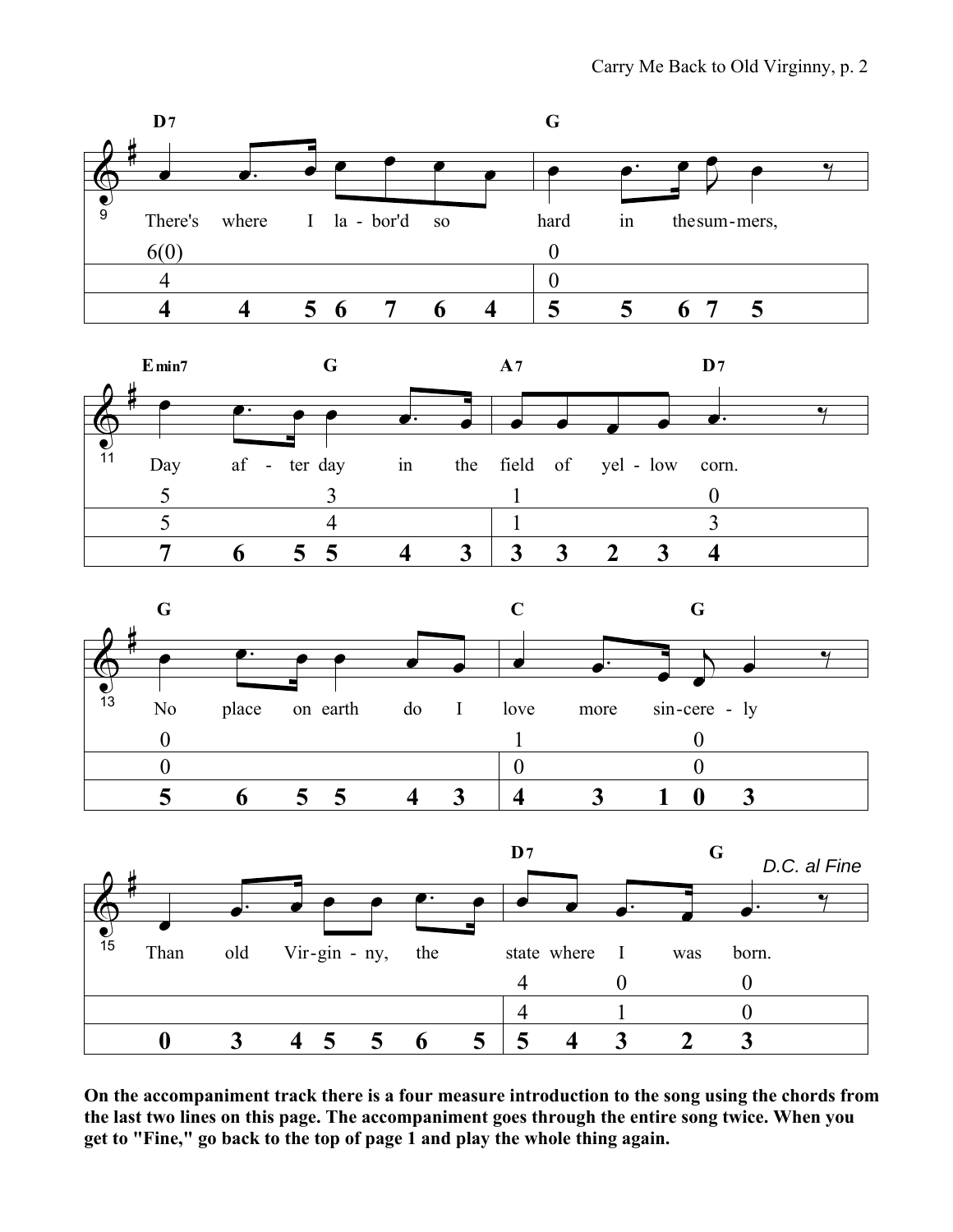**On the accompaniment track there is a four measure introduction to the song using the chords from the last two lines on this page. The accompaniment goes through the entire song twice. When you get to "Fine," go back to the top of page 1 and play the whole thing again.**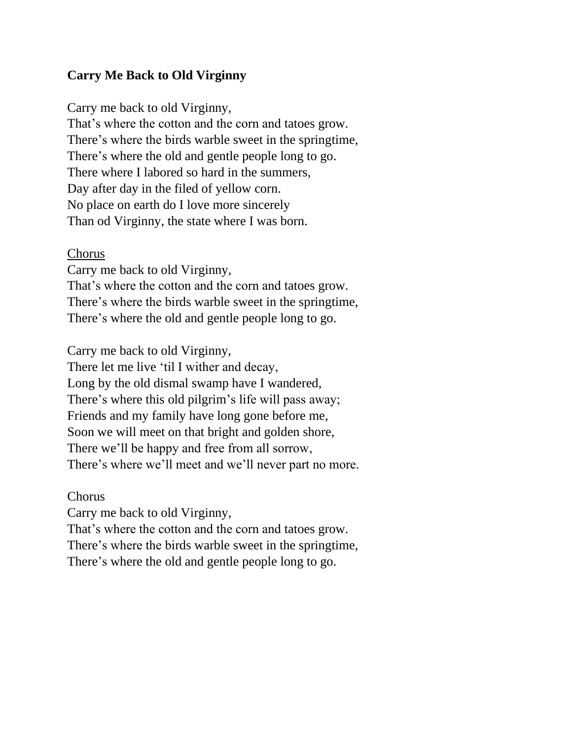**Carry Me Back to Old Virginny**

Carry me back to old Virginny,  
That's where the cotton and the corn and tatoes grow.  
There's where the birds warble sweet in the springtime,  
There's where the old and gentle people long to go.  
There where I labored so hard in the summers,  
Day after day in the filed of yellow corn.  
No place on earth do I love more sincerely  
Than od Virginny, the state where I was born.

<u>Chorus</u>  
Carry me back to old Virginny,  
That's where the cotton and the corn and tatoes grow.  
There's where the birds warble sweet in the springtime,  
There's where the old and gentle people long to go.

Carry me back to old Virginny,  
There let me live 'til I wither and decay,  
Long by the old dismal swamp have I wandered,  
There's where this old pilgrim's life will pass away;  
Friends and my family have long gone before me,  
Soon we will meet on that bright and golden shore,  
There we'll be happy and free from all sorrow,  
There's where we'll meet and we'll never part no more.

Chorus  
Carry me back to old Virginny,  
That's where the cotton and the corn and tatoes grow.  
There's where the birds warble sweet in the springtime,  
There's where the old and gentle people long to go.